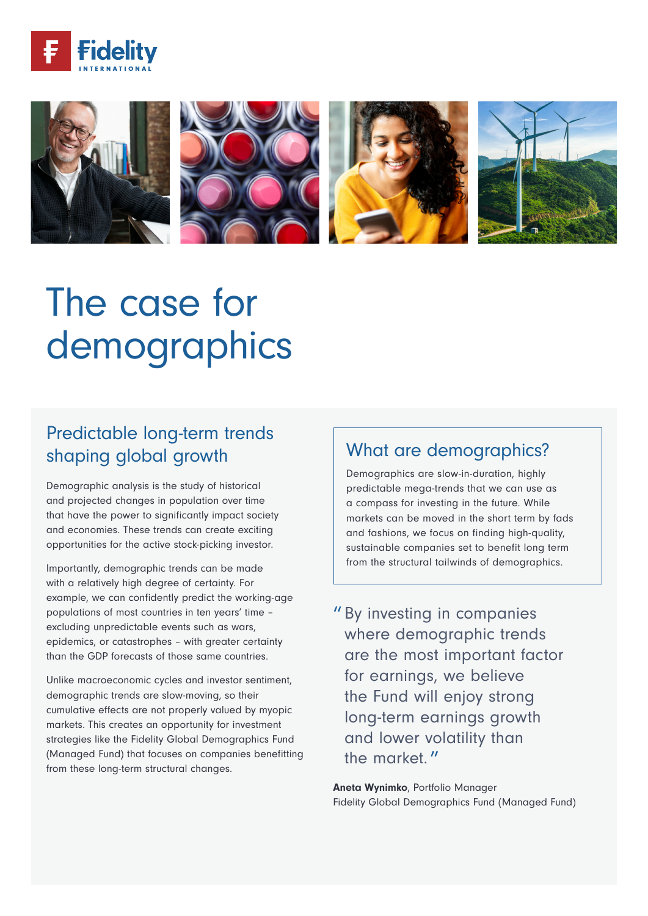Fidelity INTERNATIONAL

# The case for demographics

## Predictable long-term trends shaping global growth

Demographic analysis is the study of historical and projected changes in population over time that have the power to significantly impact society and economies. These trends can create exciting opportunities for the active stock-picking investor.

Importantly, demographic trends can be made with a relatively high degree of certainty. For example, we can confidently predict the working-age populations of most countries in ten years' time – excluding unpredictable events such as wars, epidemics, or catastrophes – with greater certainty than the GDP forecasts of those same countries.

Unlike macroeconomic cycles and investor sentiment, demographic trends are slow-moving, so their cumulative effects are not properly valued by myopic markets. This creates an opportunity for investment strategies like the Fidelity Global Demographics Fund (Managed Fund) that focuses on companies benefitting from these long-term structural changes.

## What are demographics?

Demographics are slow-in-duration, highly predictable mega-trends that we can use as a compass for investing in the future. While markets can be moved in the short term by fads and fashions, we focus on finding high-quality, sustainable companies set to benefit long term from the structural tailwinds of demographics.

> "By investing in companies where demographic trends are the most important factor for earnings, we believe the Fund will enjoy strong long-term earnings growth and lower volatility than the market."

**Aneta Wynimko**, Portfolio Manager
Fidelity Global Demographics Fund (Managed Fund)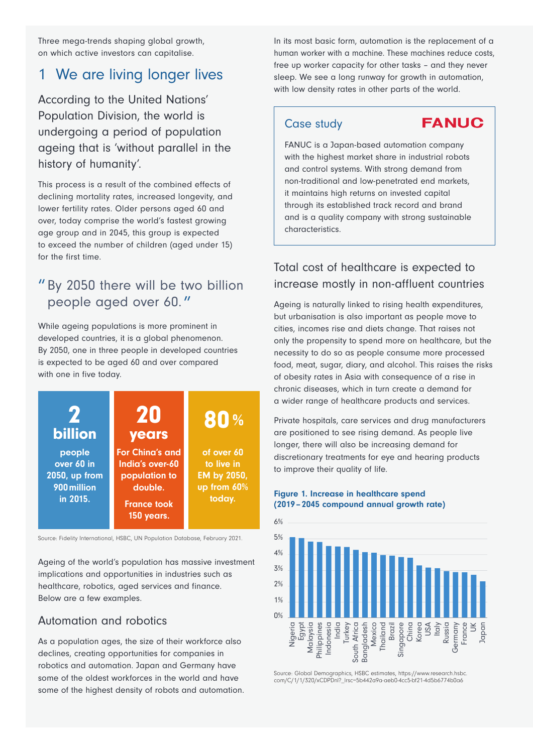Three mega-trends shaping global growth, on which active investors can capitalise.

# 1 We are living longer lives

## According to the United Nations' Population Division, the world is undergoing a period of population ageing that is 'without parallel in the history of humanity'.

This process is a result of the combined effects of declining mortality rates, increased longevity, and lower fertility rates. Older persons aged 60 and over, today comprise the world's fastest growing age group and in 2045, this group is expected to exceed the number of children (aged under 15) for the first time.

> "By 2050 there will be two billion people aged over 60."

While ageing populations is more prominent in developed countries, it is a global phenomenon. By 2050, one in three people in developed countries is expected to be aged 60 and over compared with one in five today.

**2 billion**
people over 60 in 2050, up from 900 million in 2015.

**20 years**
For China's and India's over-60 population to double.
France took 150 years.

**80%**
of over 60 to live in EM by 2050, up from 60% today.

Source: Fidelity International, HSBC, UN Population Database, February 2021.

Ageing of the world's population has massive investment implications and opportunities in industries such as healthcare, robotics, aged services and finance. Below are a few examples.

### Automation and robotics

As a population ages, the size of their workforce also declines, creating opportunities for companies in robotics and automation. Japan and Germany have some of the oldest workforces in the world and have some of the highest density of robots and automation.

In its most basic form, automation is the replacement of a human worker with a machine. These machines reduce costs, free up worker capacity for other tasks – and they never sleep. We see a long runway for growth in automation, with low density rates in other parts of the world.

#### Case study — FANUC

FANUC is a Japan-based automation company with the highest market share in industrial robots and control systems. With strong demand from non-traditional and low-penetrated end markets, it maintains high returns on invested capital through its established track record and brand and is a quality company with strong sustainable characteristics.

### Total cost of healthcare is expected to increase mostly in non-affluent countries

Ageing is naturally linked to rising health expenditures, but urbanisation is also important as people move to cities, incomes rise and diets change. That raises not only the propensity to spend more on healthcare, but the necessity to do so as people consume more processed food, meat, sugar, diary, and alcohol. This raises the risks of obesity rates in Asia with consequence of a rise in chronic diseases, which in turn create a demand for a wider range of healthcare products and services.

Private hospitals, care services and drug manufacturers are positioned to see rising demand. As people live longer, there will also be increasing demand for discretionary treatments for eye and hearing products to improve their quality of life.

**Figure 1. Increase in healthcare spend (2019 – 2045 compound annual growth rate)**

| Country | CAGR (approx.) |
|---|---|
| Nigeria | 5.1% |
| Egypt | 5.0% |
| Malaysia | 4.8% |
| Philippines | 4.8% |
| Indonesia | 4.5% |
| India | 4.5% |
| Turkey | 4.5% |
| South Africa | 4.3% |
| Bangladesh | 4.1% |
| Mexico | 4.1% |
| Thailand | 3.9% |
| Brazil | 3.9% |
| Singapore | 3.8% |
| China | 3.8% |
| Korea | 3.3% |
| USA | 3.2% |
| Italy | 3.1% |
| Russia | 2.9% |
| Germany | 2.9% |
| France | 2.9% |
| UK | 2.7% |
| Japan | 2.3% |

Source: Global Demographics, HSBC estimates, https://www.research.hsbc.com/C/1/1/320/xCDPDnl?_lrsc=5b442a9a-aeb0-4cc5-bf21-4d5b6774b0a6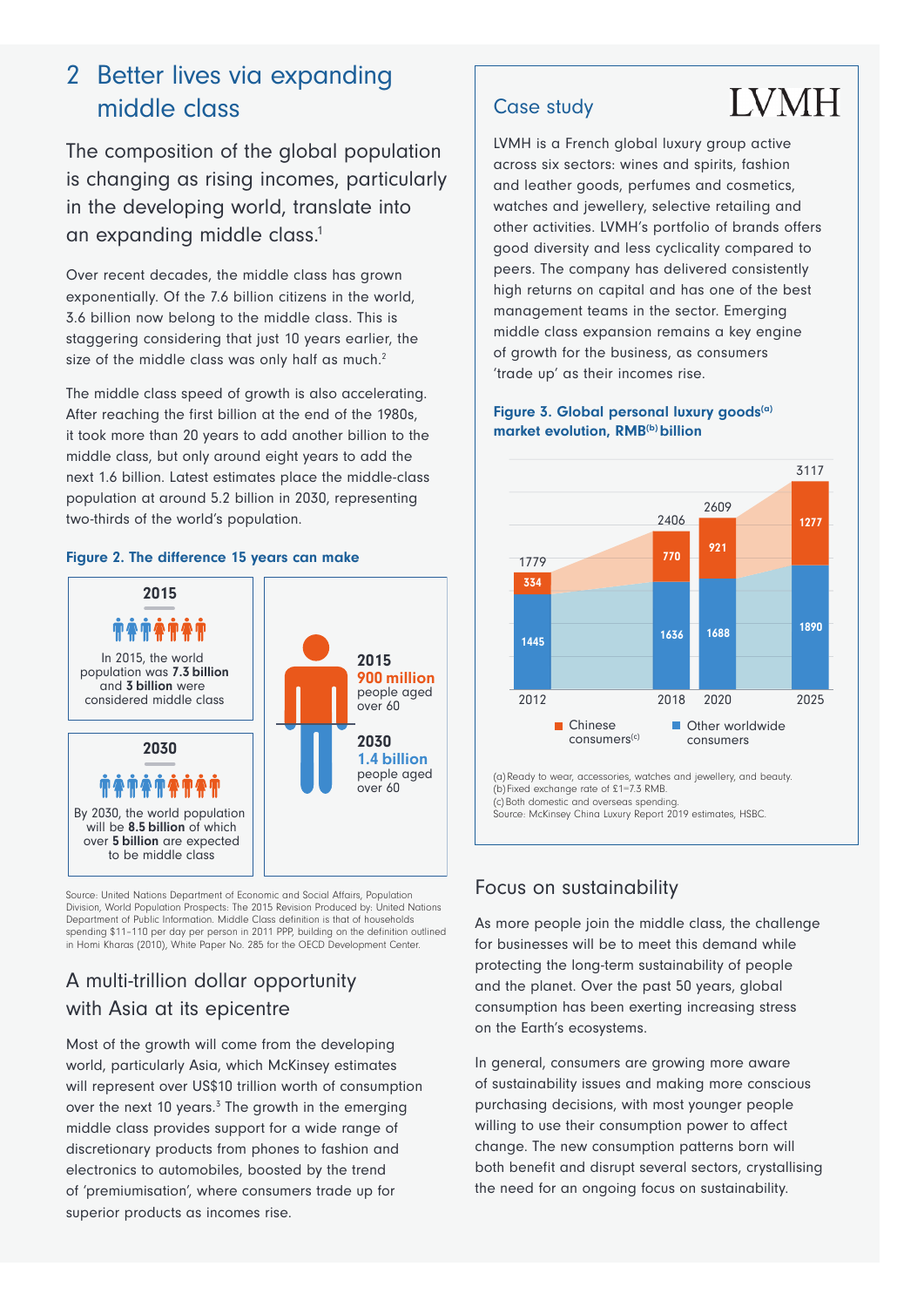## 2 Better lives via expanding middle class

The composition of the global population is changing as rising incomes, particularly in the developing world, translate into an expanding middle class.[1]

Over recent decades, the middle class has grown exponentially. Of the 7.6 billion citizens in the world, 3.6 billion now belong to the middle class. This is staggering considering that just 10 years earlier, the size of the middle class was only half as much.[2]

The middle class speed of growth is also accelerating. After reaching the first billion at the end of the 1980s, it took more than 20 years to add another billion to the middle class, but only around eight years to add the next 1.6 billion. Latest estimates place the middle-class population at around 5.2 billion in 2030, representing two-thirds of the world's population.

**Figure 2. The difference 15 years can make**

**2015**

In 2015, the world population was **7.3 billion** and **3 billion** were considered middle class

**2030**

By 2030, the world population will be **8.5 billion** of which over **5 billion** are expected to be middle class

**2015**
**900 million** people aged over 60

**2030**
**1.4 billion** people aged over 60

Source: United Nations Department of Economic and Social Affairs, Population Division, World Population Prospects: The 2015 Revision Produced by: United Nations Department of Public Information. Middle Class definition is that of households spending $11–110 per day per person in 2011 PPP, building on the definition outlined in Homi Kharas (2010), White Paper No. 285 for the OECD Development Center.

### A multi-trillion dollar opportunity with Asia at its epicentre

Most of the growth will come from the developing world, particularly Asia, which McKinsey estimates will represent over US$10 trillion worth of consumption over the next 10 years.[3] The growth in the emerging middle class provides support for a wide range of discretionary products from phones to fashion and electronics to automobiles, boosted by the trend of 'premiumisation', where consumers trade up for superior products as incomes rise.

### Case study — LVMH

LVMH is a French global luxury group active across six sectors: wines and spirits, fashion and leather goods, perfumes and cosmetics, watches and jewellery, selective retailing and other activities. LVMH's portfolio of brands offers good diversity and less cyclicality compared to peers. The company has delivered consistently high returns on capital and has one of the best management teams in the sector. Emerging middle class expansion remains a key engine of growth for the business, as consumers 'trade up' as their incomes rise.

**Figure 3. Global personal luxury goods[(a)] market evolution, RMB[(b)] billion**

| Year | Chinese consumers[(c)] | Other worldwide consumers | Total |
|---|---|---|---|
| 2012 | 334 | 1445 | 1779 |
| 2018 | 770 | 1636 | 2406 |
| 2020 | 921 | 1688 | 2609 |
| 2025 | 1277 | 1890 | 3117 |

(a) Ready to wear, accessories, watches and jewellery, and beauty.
(b) Fixed exchange rate of £1=7.3 RMB.
(c) Both domestic and overseas spending.
Source: McKinsey China Luxury Report 2019 estimates, HSBC.

### Focus on sustainability

As more people join the middle class, the challenge for businesses will be to meet this demand while protecting the long-term sustainability of people and the planet. Over the past 50 years, global consumption has been exerting increasing stress on the Earth's ecosystems.

In general, consumers are growing more aware of sustainability issues and making more conscious purchasing decisions, with most younger people willing to use their consumption power to affect change. The new consumption patterns born will both benefit and disrupt several sectors, crystallising the need for an ongoing focus on sustainability.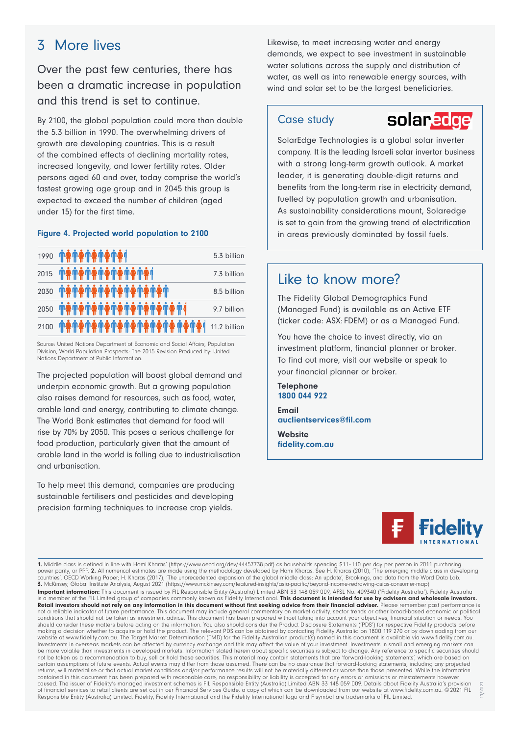## 3 More lives

### Over the past few centuries, there has been a dramatic increase in population and this trend is set to continue.

By 2100, the global population could more than double the 5.3 billion in 1990. The overwhelming drivers of growth are developing countries. This is a result of the combined effects of declining mortality rates, increased longevity, and lower fertility rates. Older persons aged 60 and over, today comprise the world's fastest growing age group and in 2045 this group is expected to exceed the number of children (aged under 15) for the first time.

**Figure 4. Projected world population to 2100**

1990 5.3 billion
2015 7.3 billion
2030 8.5 billion
2050 9.7 billion
2100 11.2 billion

Source: United Nations Department of Economic and Social Affairs, Population Division, World Population Prospects: The 2015 Revision Produced by: United Nations Department of Public Information.

The projected population will boost global demand and underpin economic growth. But a growing population also raises demand for resources, such as food, water, arable land and energy, contributing to climate change. The World Bank estimates that demand for food will rise by 70% by 2050. This poses a serious challenge for food production, particularly given that the amount of arable land in the world is falling due to industrialisation and urbanisation.

To help meet this demand, companies are producing sustainable fertilisers and pesticides and developing precision farming techniques to increase crop yields.

Likewise, to meet increasing water and energy demands, we expect to see investment in sustainable water solutions across the supply and distribution of water, as well as into renewable energy sources, with wind and solar set to be the largest beneficiaries.

### Case study

solaredge

SolarEdge Technologies is a global solar inverter company. It is the leading Israeli solar invertor business with a strong long-term growth outlook. A market leader, it is generating double-digit returns and benefits from the long-term rise in electricity demand, fuelled by population growth and urbanisation. As sustainability considerations mount, Solaredge is set to gain from the growing trend of electrification in areas previously dominated by fossil fuels.

## Like to know more?

The Fidelity Global Demographics Fund (Managed Fund) is available as an Active ETF (ticker code: ASX: FDEM) or as a Managed Fund.

You have the choice to invest directly, via an investment platform, financial planner or broker. To find out more, visit our website or speak to your financial planner or broker.

**Telephone**
**1800 044 922**

**Email**
**auclientservices@fil.com**

**Website**
**fidelity.com.au**

Fidelity INTERNATIONAL

**1.** Middle class is defined in line with Homi Kharas' (https://www.oecd.org/dev/44457738.pdf) as households spending $11–110 per day per person in 2011 purchasing power parity, or PPP. **2.** All numerical estimates are made using the methodology developed by Homi Kharas. See H. Kharas (2010), 'The emerging middle class in developing countries', OECD Working Paper, H. Kharas (2017), 'The unprecedented expansion of the global middle class: An update', Brookings, and data from the Word Data Lab. **3.** McKinsey, Global Institute Analysis, August 2021 (https://www.mckinsey.com/featured-insights/asia-pacific/beyond-income-redrawing-asias-consumer-map)

**Important information:** This document is issued by FIL Responsible Entity (Australia) Limited ABN 33 148 059 009, AFSL No. 409340 ('Fidelity Australia'). Fidelity Australia is a member of the FIL Limited group of companies commonly known as Fidelity International. **This document is intended for use by advisers and wholesale investors. Retail investors should not rely on any information in this document without first seeking advice from their financial adviser.** Please remember past performance is not a reliable indicator of future performance. This document may include general commentary on market activity, sector trends or other broad-based economic or political conditions that should not be taken as investment advice. This document has been prepared without taking into account your objectives, financial situation or needs. You should consider these matters before acting on the information. You also should consider the Product Disclosure Statements ('PDS') for respective Fidelity products before making a decision whether to acquire or hold the product. The relevant PDS can be obtained by contacting Fidelity Australia on 1800 119 270 or by downloading from our website at www.fidelity.com.au. The Target Market Determination (TMD) for the Fidelity Australian product(s) named in this document is available via www.fidelity.com.au. Investments in overseas markets can be affected by currency exchange and this may affect the value of your investment. Investments in small and emerging markets can be more volatile than investments in developed markets. Information stated herein about specific securities is subject to change. Any reference to specific securities should not be taken as a recommendation to buy, sell or hold these securities. This material may contain statements that are 'forward-looking statements', which are based on certain assumptions of future events. Actual events may differ from those assumed. There can be no assurance that forward-looking statements, including any projected returns, will materialise or that actual market conditions and/or performance results will not be materially different or worse than those presented. While the information contained in this document has been prepared with reasonable care, no responsibility or liability is accepted for any errors or omissions or misstatements however caused. The issuer of Fidelity's managed investment schemes is FIL Responsible Entity (Australia) Limited ABN 33 148 059 009. Details about Fidelity Australia's provision of financial services to retail clients are set out in our Financial Services Guide, a copy of which can be downloaded from our website at www.fidelity.com.au. © 2021 FIL Responsible Entity (Australia) Limited. Fidelity, Fidelity International and the Fidelity International logo and F symbol are trademarks of FIL Limited.

11/2021